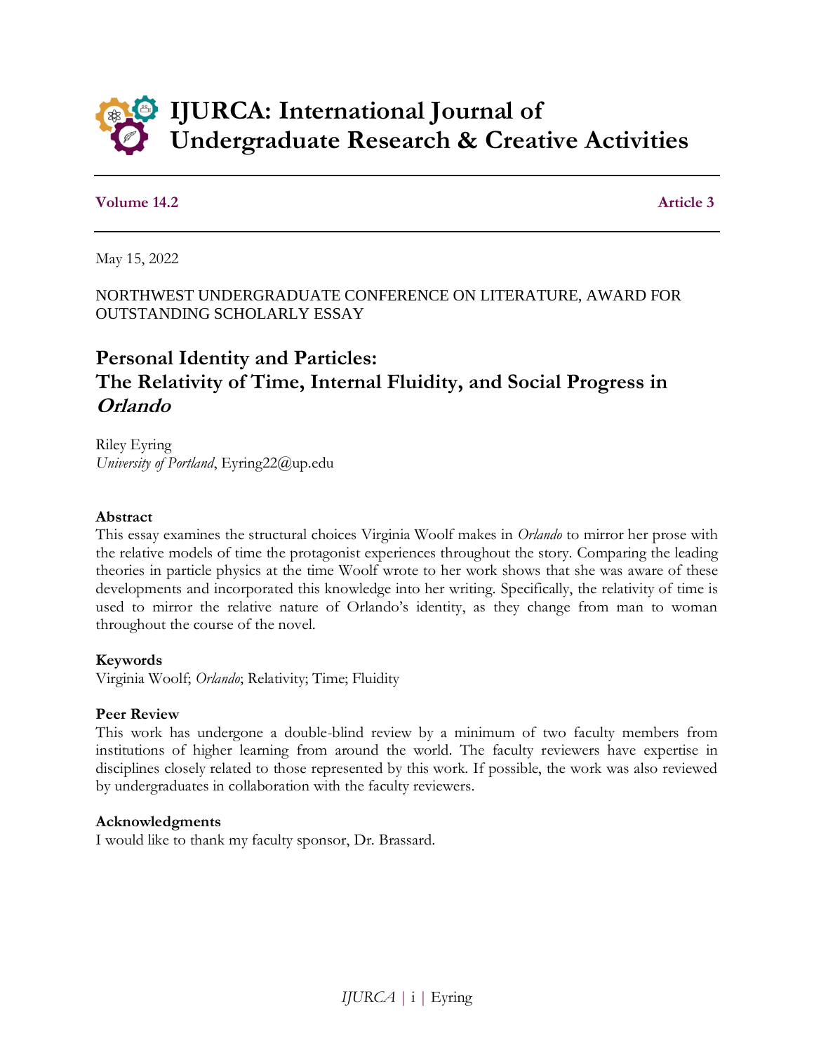# IJURCA: International Journal of Undergraduate Research & Creative Activities

**Volume 14.2** **Article 3**

May 15, 2022

NORTHWEST UNDERGRADUATE CONFERENCE ON LITERATURE, AWARD FOR OUTSTANDING SCHOLARLY ESSAY

## Personal Identity and Particles: The Relativity of Time, Internal Fluidity, and Social Progress in *Orlando*

Riley Eyring
*University of Portland*, Eyring22@up.edu

**Abstract**
This essay examines the structural choices Virginia Woolf makes in *Orlando* to mirror her prose with the relative models of time the protagonist experiences throughout the story. Comparing the leading theories in particle physics at the time Woolf wrote to her work shows that she was aware of these developments and incorporated this knowledge into her writing. Specifically, the relativity of time is used to mirror the relative nature of Orlando's identity, as they change from man to woman throughout the course of the novel.

**Keywords**
Virginia Woolf; *Orlando*; Relativity; Time; Fluidity

**Peer Review**
This work has undergone a double-blind review by a minimum of two faculty members from institutions of higher learning from around the world. The faculty reviewers have expertise in disciplines closely related to those represented by this work. If possible, the work was also reviewed by undergraduates in collaboration with the faculty reviewers.

**Acknowledgments**
I would like to thank my faculty sponsor, Dr. Brassard.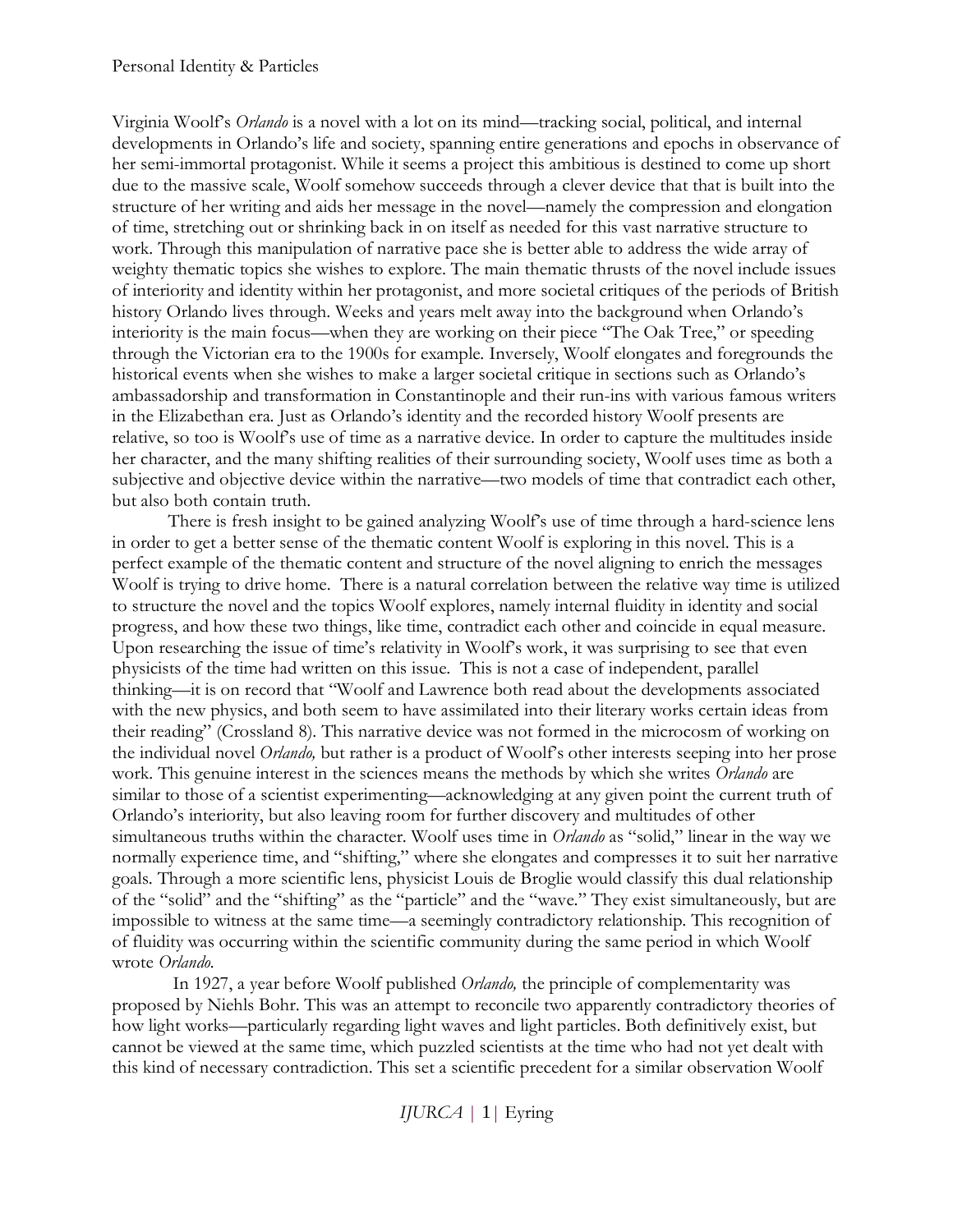Virginia Woolf's *Orlando* is a novel with a lot on its mind—tracking social, political, and internal developments in Orlando's life and society, spanning entire generations and epochs in observance of her semi-immortal protagonist. While it seems a project this ambitious is destined to come up short due to the massive scale, Woolf somehow succeeds through a clever device that that is built into the structure of her writing and aids her message in the novel—namely the compression and elongation of time, stretching out or shrinking back in on itself as needed for this vast narrative structure to work. Through this manipulation of narrative pace she is better able to address the wide array of weighty thematic topics she wishes to explore. The main thematic thrusts of the novel include issues of interiority and identity within her protagonist, and more societal critiques of the periods of British history Orlando lives through. Weeks and years melt away into the background when Orlando's interiority is the main focus—when they are working on their piece "The Oak Tree," or speeding through the Victorian era to the 1900s for example. Inversely, Woolf elongates and foregrounds the historical events when she wishes to make a larger societal critique in sections such as Orlando's ambassadorship and transformation in Constantinople and their run-ins with various famous writers in the Elizabethan era. Just as Orlando's identity and the recorded history Woolf presents are relative, so too is Woolf's use of time as a narrative device. In order to capture the multitudes inside her character, and the many shifting realities of their surrounding society, Woolf uses time as both a subjective and objective device within the narrative—two models of time that contradict each other, but also both contain truth.

There is fresh insight to be gained analyzing Woolf's use of time through a hard-science lens in order to get a better sense of the thematic content Woolf is exploring in this novel. This is a perfect example of the thematic content and structure of the novel aligning to enrich the messages Woolf is trying to drive home. There is a natural correlation between the relative way time is utilized to structure the novel and the topics Woolf explores, namely internal fluidity in identity and social progress, and how these two things, like time, contradict each other and coincide in equal measure. Upon researching the issue of time's relativity in Woolf's work, it was surprising to see that even physicists of the time had written on this issue. This is not a case of independent, parallel thinking—it is on record that "Woolf and Lawrence both read about the developments associated with the new physics, and both seem to have assimilated into their literary works certain ideas from their reading" (Crossland 8). This narrative device was not formed in the microcosm of working on the individual novel *Orlando,* but rather is a product of Woolf's other interests seeping into her prose work. This genuine interest in the sciences means the methods by which she writes *Orlando* are similar to those of a scientist experimenting—acknowledging at any given point the current truth of Orlando's interiority, but also leaving room for further discovery and multitudes of other simultaneous truths within the character. Woolf uses time in *Orlando* as "solid," linear in the way we normally experience time, and "shifting," where she elongates and compresses it to suit her narrative goals. Through a more scientific lens, physicist Louis de Broglie would classify this dual relationship of the "solid" and the "shifting" as the "particle" and the "wave." They exist simultaneously, but are impossible to witness at the same time—a seemingly contradictory relationship. This recognition of of fluidity was occurring within the scientific community during the same period in which Woolf wrote *Orlando*.

In 1927, a year before Woolf published *Orlando,* the principle of complementarity was proposed by Niehls Bohr. This was an attempt to reconcile two apparently contradictory theories of how light works—particularly regarding light waves and light particles. Both definitively exist, but cannot be viewed at the same time, which puzzled scientists at the time who had not yet dealt with this kind of necessary contradiction. This set a scientific precedent for a similar observation Woolf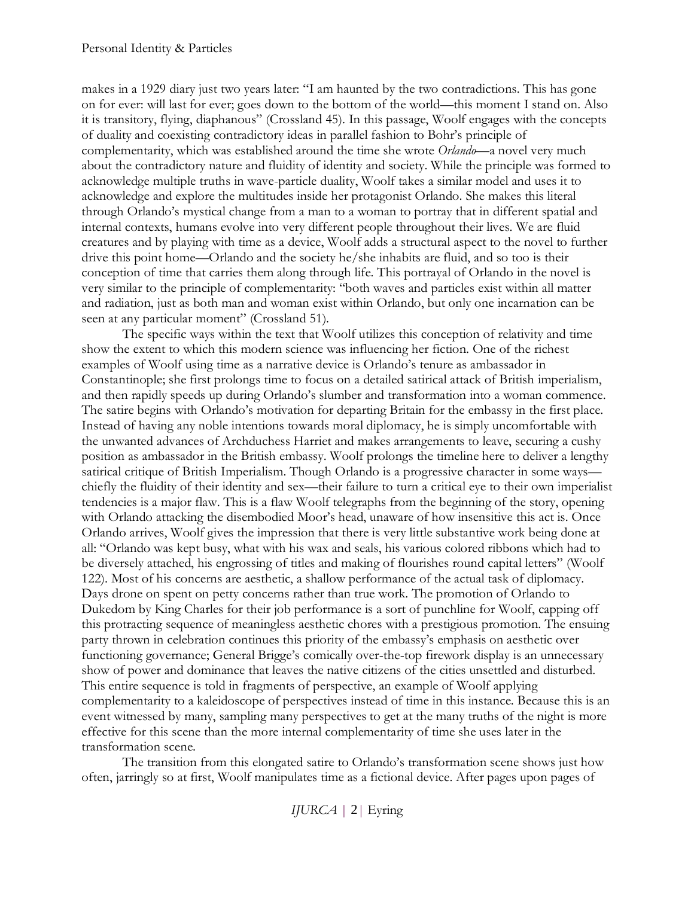makes in a 1929 diary just two years later: "I am haunted by the two contradictions. This has gone on for ever: will last for ever; goes down to the bottom of the world—this moment I stand on. Also it is transitory, flying, diaphanous" (Crossland 45). In this passage, Woolf engages with the concepts of duality and coexisting contradictory ideas in parallel fashion to Bohr's principle of complementarity, which was established around the time she wrote *Orlando*—a novel very much about the contradictory nature and fluidity of identity and society. While the principle was formed to acknowledge multiple truths in wave-particle duality, Woolf takes a similar model and uses it to acknowledge and explore the multitudes inside her protagonist Orlando. She makes this literal through Orlando's mystical change from a man to a woman to portray that in different spatial and internal contexts, humans evolve into very different people throughout their lives. We are fluid creatures and by playing with time as a device, Woolf adds a structural aspect to the novel to further drive this point home—Orlando and the society he/she inhabits are fluid, and so too is their conception of time that carries them along through life. This portrayal of Orlando in the novel is very similar to the principle of complementarity: "both waves and particles exist within all matter and radiation, just as both man and woman exist within Orlando, but only one incarnation can be seen at any particular moment" (Crossland 51).

The specific ways within the text that Woolf utilizes this conception of relativity and time show the extent to which this modern science was influencing her fiction. One of the richest examples of Woolf using time as a narrative device is Orlando's tenure as ambassador in Constantinople; she first prolongs time to focus on a detailed satirical attack of British imperialism, and then rapidly speeds up during Orlando's slumber and transformation into a woman commence. The satire begins with Orlando's motivation for departing Britain for the embassy in the first place. Instead of having any noble intentions towards moral diplomacy, he is simply uncomfortable with the unwanted advances of Archduchess Harriet and makes arrangements to leave, securing a cushy position as ambassador in the British embassy. Woolf prolongs the timeline here to deliver a lengthy satirical critique of British Imperialism. Though Orlando is a progressive character in some ways—chiefly the fluidity of their identity and sex—their failure to turn a critical eye to their own imperialist tendencies is a major flaw. This is a flaw Woolf telegraphs from the beginning of the story, opening with Orlando attacking the disembodied Moor's head, unaware of how insensitive this act is. Once Orlando arrives, Woolf gives the impression that there is very little substantive work being done at all: "Orlando was kept busy, what with his wax and seals, his various colored ribbons which had to be diversely attached, his engrossing of titles and making of flourishes round capital letters" (Woolf 122). Most of his concerns are aesthetic, a shallow performance of the actual task of diplomacy. Days drone on spent on petty concerns rather than true work. The promotion of Orlando to Dukedom by King Charles for their job performance is a sort of punchline for Woolf, capping off this protracting sequence of meaningless aesthetic chores with a prestigious promotion. The ensuing party thrown in celebration continues this priority of the embassy's emphasis on aesthetic over functioning governance; General Brigge's comically over-the-top firework display is an unnecessary show of power and dominance that leaves the native citizens of the cities unsettled and disturbed. This entire sequence is told in fragments of perspective, an example of Woolf applying complementarity to a kaleidoscope of perspectives instead of time in this instance. Because this is an event witnessed by many, sampling many perspectives to get at the many truths of the night is more effective for this scene than the more internal complementarity of time she uses later in the transformation scene.

The transition from this elongated satire to Orlando's transformation scene shows just how often, jarringly so at first, Woolf manipulates time as a fictional device. After pages upon pages of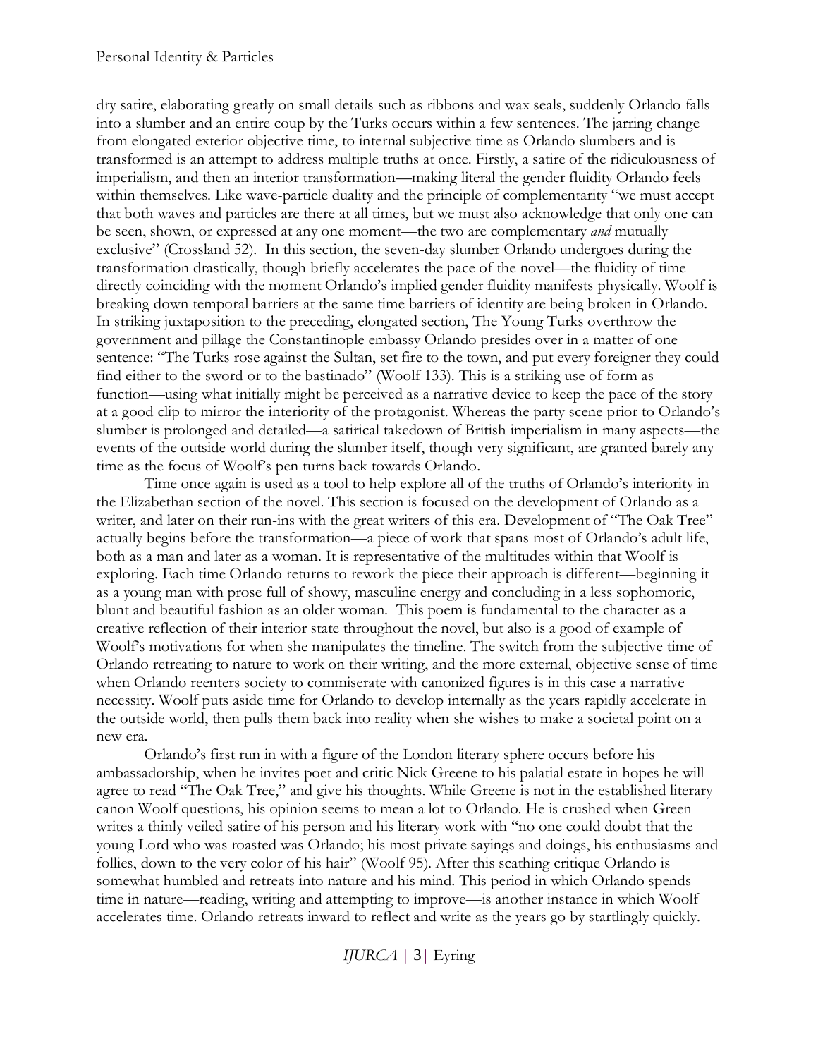dry satire, elaborating greatly on small details such as ribbons and wax seals, suddenly Orlando falls into a slumber and an entire coup by the Turks occurs within a few sentences. The jarring change from elongated exterior objective time, to internal subjective time as Orlando slumbers and is transformed is an attempt to address multiple truths at once. Firstly, a satire of the ridiculousness of imperialism, and then an interior transformation—making literal the gender fluidity Orlando feels within themselves. Like wave-particle duality and the principle of complementarity "we must accept that both waves and particles are there at all times, but we must also acknowledge that only one can be seen, shown, or expressed at any one moment—the two are complementary *and* mutually exclusive" (Crossland 52). In this section, the seven-day slumber Orlando undergoes during the transformation drastically, though briefly accelerates the pace of the novel—the fluidity of time directly coinciding with the moment Orlando's implied gender fluidity manifests physically. Woolf is breaking down temporal barriers at the same time barriers of identity are being broken in Orlando. In striking juxtaposition to the preceding, elongated section, The Young Turks overthrow the government and pillage the Constantinople embassy Orlando presides over in a matter of one sentence: "The Turks rose against the Sultan, set fire to the town, and put every foreigner they could find either to the sword or to the bastinado" (Woolf 133). This is a striking use of form as function—using what initially might be perceived as a narrative device to keep the pace of the story at a good clip to mirror the interiority of the protagonist. Whereas the party scene prior to Orlando's slumber is prolonged and detailed—a satirical takedown of British imperialism in many aspects—the events of the outside world during the slumber itself, though very significant, are granted barely any time as the focus of Woolf's pen turns back towards Orlando.

Time once again is used as a tool to help explore all of the truths of Orlando's interiority in the Elizabethan section of the novel. This section is focused on the development of Orlando as a writer, and later on their run-ins with the great writers of this era. Development of "The Oak Tree" actually begins before the transformation—a piece of work that spans most of Orlando's adult life, both as a man and later as a woman. It is representative of the multitudes within that Woolf is exploring. Each time Orlando returns to rework the piece their approach is different—beginning it as a young man with prose full of showy, masculine energy and concluding in a less sophomoric, blunt and beautiful fashion as an older woman. This poem is fundamental to the character as a creative reflection of their interior state throughout the novel, but also is a good of example of Woolf's motivations for when she manipulates the timeline. The switch from the subjective time of Orlando retreating to nature to work on their writing, and the more external, objective sense of time when Orlando reenters society to commiserate with canonized figures is in this case a narrative necessity. Woolf puts aside time for Orlando to develop internally as the years rapidly accelerate in the outside world, then pulls them back into reality when she wishes to make a societal point on a new era.

Orlando's first run in with a figure of the London literary sphere occurs before his ambassadorship, when he invites poet and critic Nick Greene to his palatial estate in hopes he will agree to read "The Oak Tree," and give his thoughts. While Greene is not in the established literary canon Woolf questions, his opinion seems to mean a lot to Orlando. He is crushed when Green writes a thinly veiled satire of his person and his literary work with "no one could doubt that the young Lord who was roasted was Orlando; his most private sayings and doings, his enthusiasms and follies, down to the very color of his hair" (Woolf 95). After this scathing critique Orlando is somewhat humbled and retreats into nature and his mind. This period in which Orlando spends time in nature—reading, writing and attempting to improve—is another instance in which Woolf accelerates time. Orlando retreats inward to reflect and write as the years go by startlingly quickly.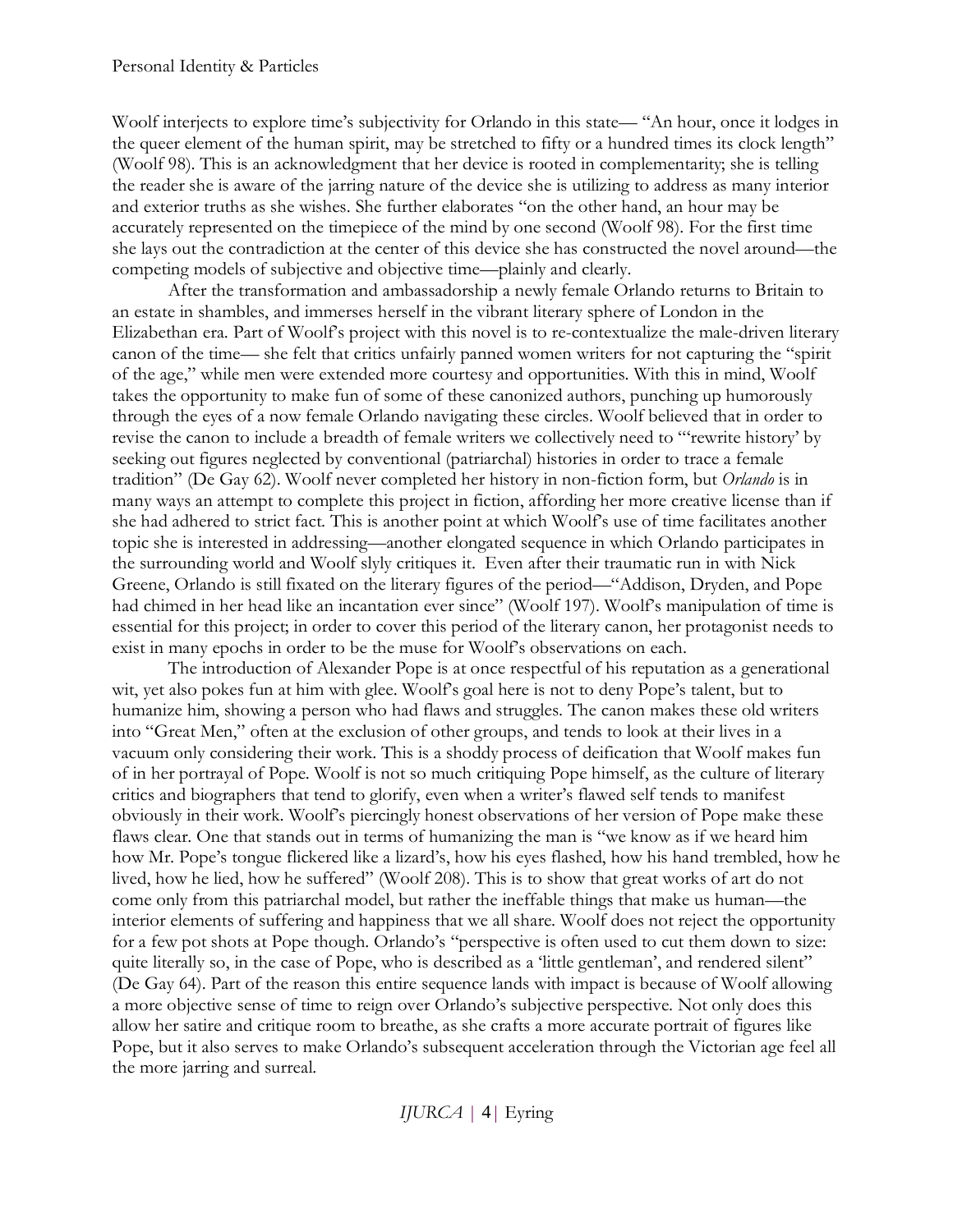Woolf interjects to explore time's subjectivity for Orlando in this state— "An hour, once it lodges in the queer element of the human spirit, may be stretched to fifty or a hundred times its clock length" (Woolf 98). This is an acknowledgment that her device is rooted in complementarity; she is telling the reader she is aware of the jarring nature of the device she is utilizing to address as many interior and exterior truths as she wishes. She further elaborates "on the other hand, an hour may be accurately represented on the timepiece of the mind by one second (Woolf 98). For the first time she lays out the contradiction at the center of this device she has constructed the novel around—the competing models of subjective and objective time—plainly and clearly.

After the transformation and ambassadorship a newly female Orlando returns to Britain to an estate in shambles, and immerses herself in the vibrant literary sphere of London in the Elizabethan era. Part of Woolf's project with this novel is to re-contextualize the male-driven literary canon of the time— she felt that critics unfairly panned women writers for not capturing the "spirit of the age," while men were extended more courtesy and opportunities. With this in mind, Woolf takes the opportunity to make fun of some of these canonized authors, punching up humorously through the eyes of a now female Orlando navigating these circles. Woolf believed that in order to revise the canon to include a breadth of female writers we collectively need to "'rewrite history' by seeking out figures neglected by conventional (patriarchal) histories in order to trace a female tradition" (De Gay 62). Woolf never completed her history in non-fiction form, but *Orlando* is in many ways an attempt to complete this project in fiction, affording her more creative license than if she had adhered to strict fact. This is another point at which Woolf's use of time facilitates another topic she is interested in addressing—another elongated sequence in which Orlando participates in the surrounding world and Woolf slyly critiques it. Even after their traumatic run in with Nick Greene, Orlando is still fixated on the literary figures of the period—"Addison, Dryden, and Pope had chimed in her head like an incantation ever since" (Woolf 197). Woolf's manipulation of time is essential for this project; in order to cover this period of the literary canon, her protagonist needs to exist in many epochs in order to be the muse for Woolf's observations on each.

The introduction of Alexander Pope is at once respectful of his reputation as a generational wit, yet also pokes fun at him with glee. Woolf's goal here is not to deny Pope's talent, but to humanize him, showing a person who had flaws and struggles. The canon makes these old writers into "Great Men," often at the exclusion of other groups, and tends to look at their lives in a vacuum only considering their work. This is a shoddy process of deification that Woolf makes fun of in her portrayal of Pope. Woolf is not so much critiquing Pope himself, as the culture of literary critics and biographers that tend to glorify, even when a writer's flawed self tends to manifest obviously in their work. Woolf's piercingly honest observations of her version of Pope make these flaws clear. One that stands out in terms of humanizing the man is "we know as if we heard him how Mr. Pope's tongue flickered like a lizard's, how his eyes flashed, how his hand trembled, how he lived, how he lied, how he suffered" (Woolf 208). This is to show that great works of art do not come only from this patriarchal model, but rather the ineffable things that make us human—the interior elements of suffering and happiness that we all share. Woolf does not reject the opportunity for a few pot shots at Pope though. Orlando's "perspective is often used to cut them down to size: quite literally so, in the case of Pope, who is described as a 'little gentleman', and rendered silent" (De Gay 64). Part of the reason this entire sequence lands with impact is because of Woolf allowing a more objective sense of time to reign over Orlando's subjective perspective. Not only does this allow her satire and critique room to breathe, as she crafts a more accurate portrait of figures like Pope, but it also serves to make Orlando's subsequent acceleration through the Victorian age feel all the more jarring and surreal.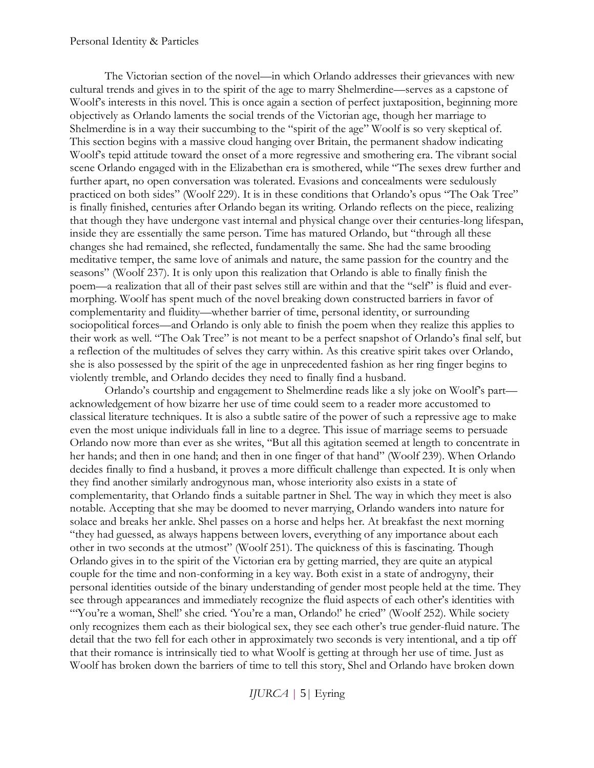The Victorian section of the novel—in which Orlando addresses their grievances with new cultural trends and gives in to the spirit of the age to marry Shelmerdine—serves as a capstone of Woolf's interests in this novel. This is once again a section of perfect juxtaposition, beginning more objectively as Orlando laments the social trends of the Victorian age, though her marriage to Shelmerdine is in a way their succumbing to the "spirit of the age" Woolf is so very skeptical of. This section begins with a massive cloud hanging over Britain, the permanent shadow indicating Woolf's tepid attitude toward the onset of a more regressive and smothering era. The vibrant social scene Orlando engaged with in the Elizabethan era is smothered, while "The sexes drew further and further apart, no open conversation was tolerated. Evasions and concealments were sedulously practiced on both sides" (Woolf 229). It is in these conditions that Orlando's opus "The Oak Tree" is finally finished, centuries after Orlando began its writing. Orlando reflects on the piece, realizing that though they have undergone vast internal and physical change over their centuries-long lifespan, inside they are essentially the same person. Time has matured Orlando, but "through all these changes she had remained, she reflected, fundamentally the same. She had the same brooding meditative temper, the same love of animals and nature, the same passion for the country and the seasons" (Woolf 237). It is only upon this realization that Orlando is able to finally finish the poem—a realization that all of their past selves still are within and that the "self" is fluid and ever-morphing. Woolf has spent much of the novel breaking down constructed barriers in favor of complementarity and fluidity—whether barrier of time, personal identity, or surrounding sociopolitical forces—and Orlando is only able to finish the poem when they realize this applies to their work as well. "The Oak Tree" is not meant to be a perfect snapshot of Orlando's final self, but a reflection of the multitudes of selves they carry within. As this creative spirit takes over Orlando, she is also possessed by the spirit of the age in unprecedented fashion as her ring finger begins to violently tremble, and Orlando decides they need to finally find a husband.

Orlando's courtship and engagement to Shelmerdine reads like a sly joke on Woolf's part—acknowledgement of how bizarre her use of time could seem to a reader more accustomed to classical literature techniques. It is also a subtle satire of the power of such a repressive age to make even the most unique individuals fall in line to a degree. This issue of marriage seems to persuade Orlando now more than ever as she writes, "But all this agitation seemed at length to concentrate in her hands; and then in one hand; and then in one finger of that hand" (Woolf 239). When Orlando decides finally to find a husband, it proves a more difficult challenge than expected. It is only when they find another similarly androgynous man, whose interiority also exists in a state of complementarity, that Orlando finds a suitable partner in Shel. The way in which they meet is also notable. Accepting that she may be doomed to never marrying, Orlando wanders into nature for solace and breaks her ankle. Shel passes on a horse and helps her. At breakfast the next morning "they had guessed, as always happens between lovers, everything of any importance about each other in two seconds at the utmost" (Woolf 251). The quickness of this is fascinating. Though Orlando gives in to the spirit of the Victorian era by getting married, they are quite an atypical couple for the time and non-conforming in a key way. Both exist in a state of androgyny, their personal identities outside of the binary understanding of gender most people held at the time. They see through appearances and immediately recognize the fluid aspects of each other's identities with "'You're a woman, Shel!' she cried. 'You're a man, Orlando!' he cried" (Woolf 252). While society only recognizes them each as their biological sex, they see each other's true gender-fluid nature. The detail that the two fell for each other in approximately two seconds is very intentional, and a tip off that their romance is intrinsically tied to what Woolf is getting at through her use of time. Just as Woolf has broken down the barriers of time to tell this story, Shel and Orlando have broken down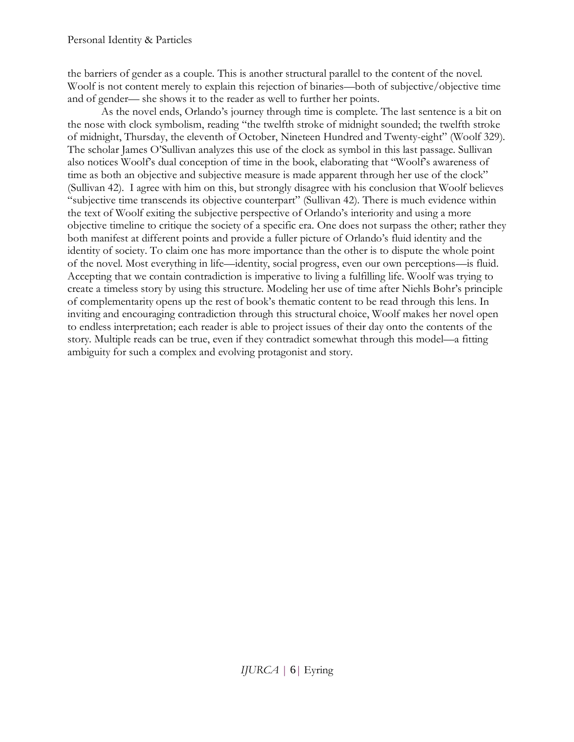the barriers of gender as a couple. This is another structural parallel to the content of the novel. Woolf is not content merely to explain this rejection of binaries—both of subjective/objective time and of gender— she shows it to the reader as well to further her points.

As the novel ends, Orlando's journey through time is complete. The last sentence is a bit on the nose with clock symbolism, reading "the twelfth stroke of midnight sounded; the twelfth stroke of midnight, Thursday, the eleventh of October, Nineteen Hundred and Twenty-eight" (Woolf 329). The scholar James O'Sullivan analyzes this use of the clock as symbol in this last passage. Sullivan also notices Woolf's dual conception of time in the book, elaborating that "Woolf's awareness of time as both an objective and subjective measure is made apparent through her use of the clock" (Sullivan 42). I agree with him on this, but strongly disagree with his conclusion that Woolf believes "subjective time transcends its objective counterpart" (Sullivan 42). There is much evidence within the text of Woolf exiting the subjective perspective of Orlando's interiority and using a more objective timeline to critique the society of a specific era. One does not surpass the other; rather they both manifest at different points and provide a fuller picture of Orlando's fluid identity and the identity of society. To claim one has more importance than the other is to dispute the whole point of the novel. Most everything in life—identity, social progress, even our own perceptions—is fluid. Accepting that we contain contradiction is imperative to living a fulfilling life. Woolf was trying to create a timeless story by using this structure. Modeling her use of time after Niehls Bohr's principle of complementarity opens up the rest of book's thematic content to be read through this lens. In inviting and encouraging contradiction through this structural choice, Woolf makes her novel open to endless interpretation; each reader is able to project issues of their day onto the contents of the story. Multiple reads can be true, even if they contradict somewhat through this model—a fitting ambiguity for such a complex and evolving protagonist and story.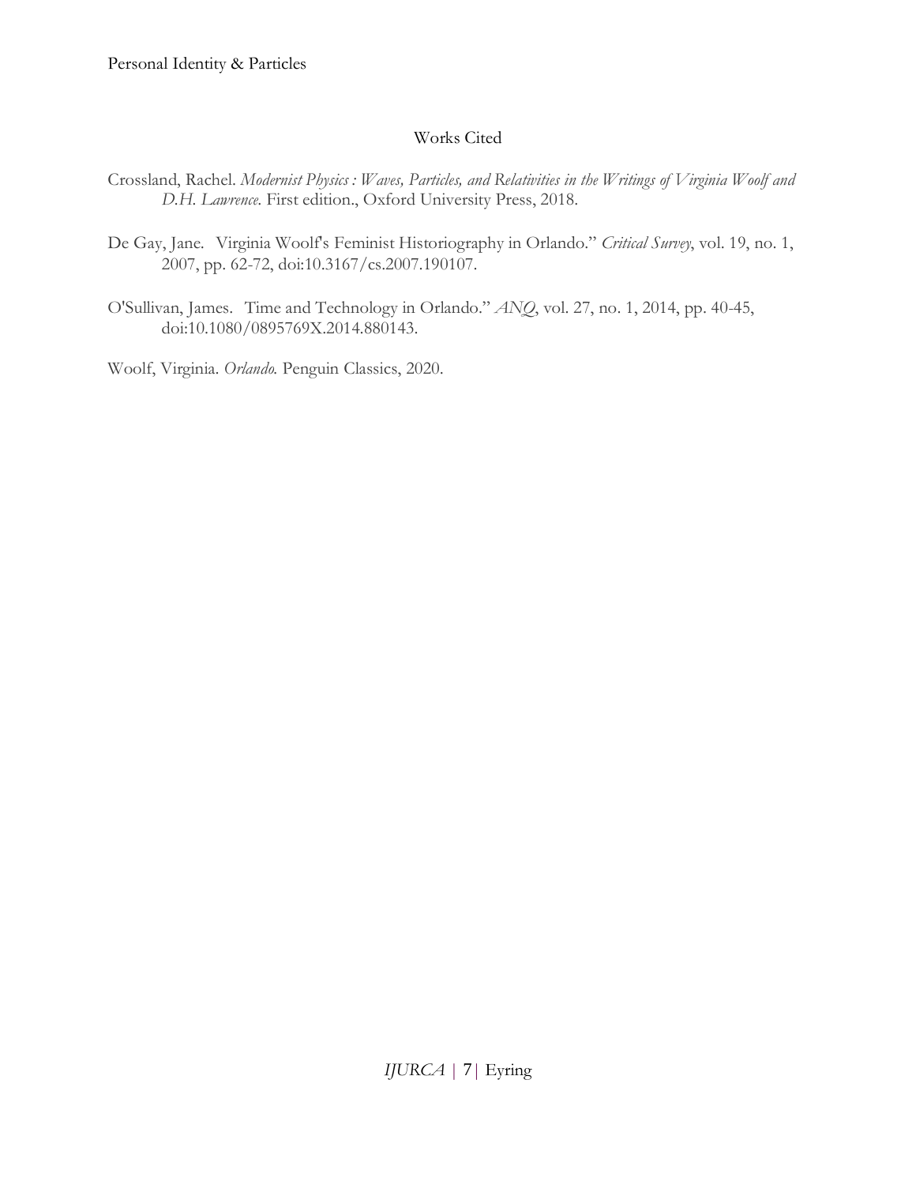## Works Cited

Crossland, Rachel. *Modernist Physics : Waves, Particles, and Relativities in the Writings of Virginia Woolf and D.H. Lawrence.* First edition., Oxford University Press, 2018.

De Gay, Jane. Virginia Woolf's Feminist Historiography in Orlando." *Critical Survey*, vol. 19, no. 1, 2007, pp. 62-72, doi:10.3167/cs.2007.190107.

O'Sullivan, James. Time and Technology in Orlando." *ANQ*, vol. 27, no. 1, 2014, pp. 40-45, doi:10.1080/0895769X.2014.880143.

Woolf, Virginia. *Orlando.* Penguin Classics, 2020.